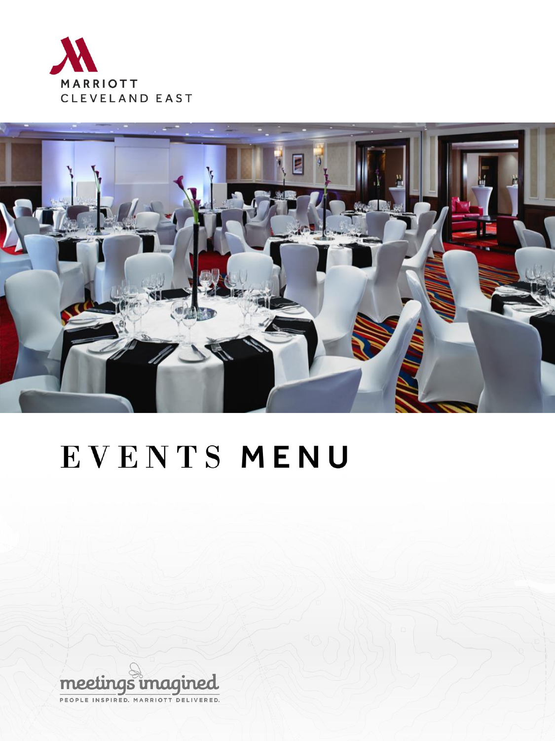MARRIOTT
CLEVELAND EAST

# EVENTS **MENU**

meetings imagined

PEOPLE INSPIRED. MARRIOTT DELIVERED.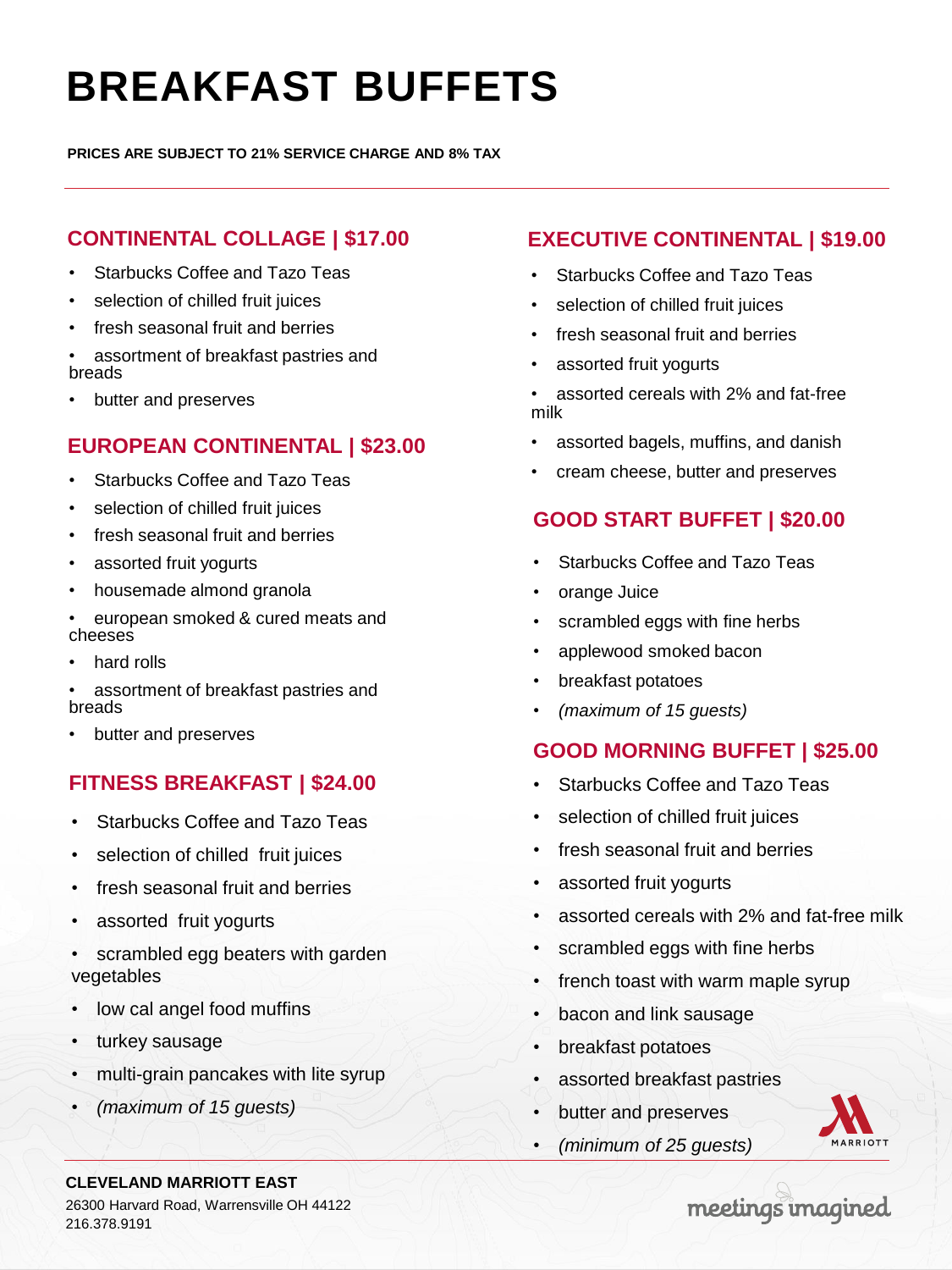# BREAKFAST BUFFETS

**PRICES ARE SUBJECT TO 21% SERVICE CHARGE AND 8% TAX**

## CONTINENTAL COLLAGE | $17.00

- Starbucks Coffee and Tazo Teas
- selection of chilled fruit juices
- fresh seasonal fruit and berries
- assortment of breakfast pastries and breads
- butter and preserves

## EUROPEAN CONTINENTAL | $23.00

- Starbucks Coffee and Tazo Teas
- selection of chilled fruit juices
- fresh seasonal fruit and berries
- assorted fruit yogurts
- housemade almond granola
- european smoked & cured meats and cheeses
- hard rolls
- assortment of breakfast pastries and breads
- butter and preserves

## FITNESS BREAKFAST | $24.00

- Starbucks Coffee and Tazo Teas
- selection of chilled fruit juices
- fresh seasonal fruit and berries
- assorted fruit yogurts
- scrambled egg beaters with garden vegetables
- low cal angel food muffins
- turkey sausage
- multi-grain pancakes with lite syrup
- *(maximum of 15 guests)*

## EXECUTIVE CONTINENTAL | $19.00

- Starbucks Coffee and Tazo Teas
- selection of chilled fruit juices
- fresh seasonal fruit and berries
- assorted fruit yogurts
- assorted cereals with 2% and fat-free milk
- assorted bagels, muffins, and danish
- cream cheese, butter and preserves

## GOOD START BUFFET | $20.00

- Starbucks Coffee and Tazo Teas
- orange Juice
- scrambled eggs with fine herbs
- applewood smoked bacon
- breakfast potatoes
- *(maximum of 15 guests)*

## GOOD MORNING BUFFET | $25.00

- Starbucks Coffee and Tazo Teas
- selection of chilled fruit juices
- fresh seasonal fruit and berries
- assorted fruit yogurts
- assorted cereals with 2% and fat-free milk
- scrambled eggs with fine herbs
- french toast with warm maple syrup
- bacon and link sausage
- breakfast potatoes
- assorted breakfast pastries
- butter and preserves
- *(minimum of 25 guests)*

**CLEVELAND MARRIOTT EAST**
26300 Harvard Road, Warrensville OH 44122
216.378.9191

meetings imagined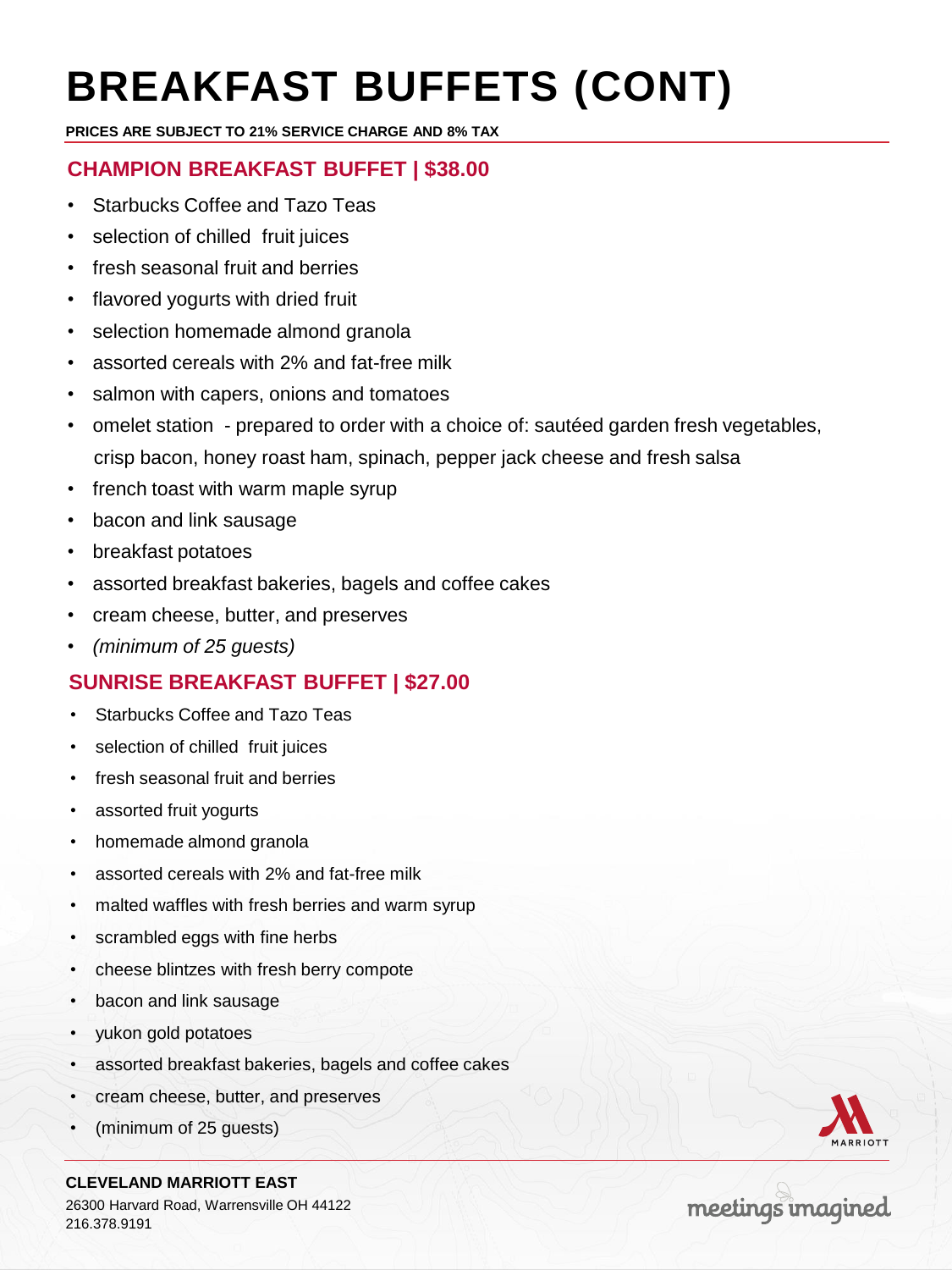# BREAKFAST BUFFETS (CONT)

**PRICES ARE SUBJECT TO 21% SERVICE CHARGE AND 8% TAX**

## CHAMPION BREAKFAST BUFFET | $38.00

- Starbucks Coffee and Tazo Teas
- selection of chilled fruit juices
- fresh seasonal fruit and berries
- flavored yogurts with dried fruit
- selection homemade almond granola
- assorted cereals with 2% and fat-free milk
- salmon with capers, onions and tomatoes
- omelet station - prepared to order with a choice of: sautéed garden fresh vegetables, crisp bacon, honey roast ham, spinach, pepper jack cheese and fresh salsa
- french toast with warm maple syrup
- bacon and link sausage
- breakfast potatoes
- assorted breakfast bakeries, bagels and coffee cakes
- cream cheese, butter, and preserves
- *(minimum of 25 guests)*

## SUNRISE BREAKFAST BUFFET | $27.00

- Starbucks Coffee and Tazo Teas
- selection of chilled fruit juices
- fresh seasonal fruit and berries
- assorted fruit yogurts
- homemade almond granola
- assorted cereals with 2% and fat-free milk
- malted waffles with fresh berries and warm syrup
- scrambled eggs with fine herbs
- cheese blintzes with fresh berry compote
- bacon and link sausage
- yukon gold potatoes
- assorted breakfast bakeries, bagels and coffee cakes
- cream cheese, butter, and preserves
- (minimum of 25 guests)

**CLEVELAND MARRIOTT EAST**
26300 Harvard Road, Warrensville OH 44122
216.378.9191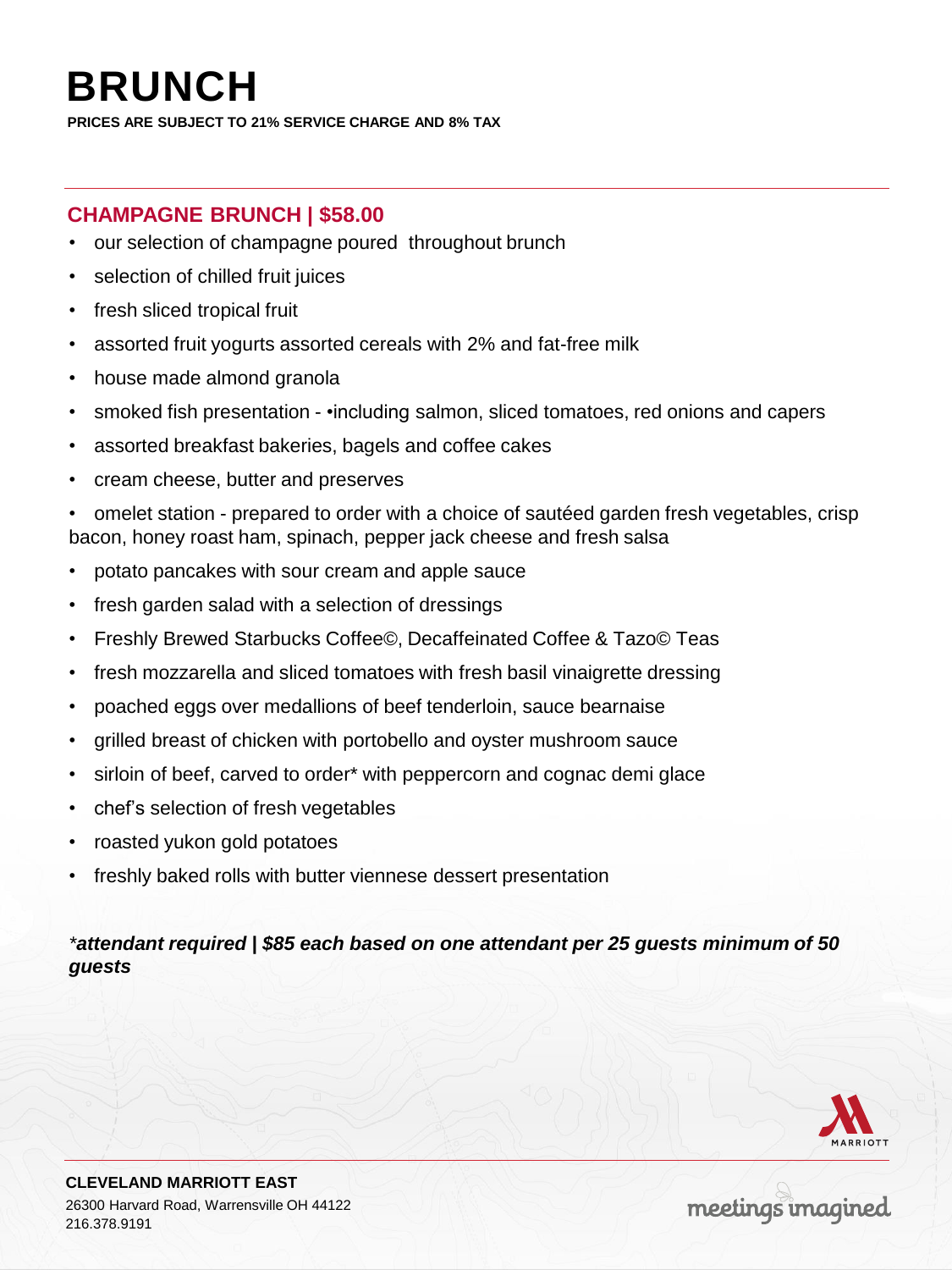# BRUNCH

**PRICES ARE SUBJECT TO 21% SERVICE CHARGE AND 8% TAX**

## CHAMPAGNE BRUNCH | $58.00

- our selection of champagne poured throughout brunch
- selection of chilled fruit juices
- fresh sliced tropical fruit
- assorted fruit yogurts assorted cereals with 2% and fat-free milk
- house made almond granola
- smoked fish presentation - •including salmon, sliced tomatoes, red onions and capers
- assorted breakfast bakeries, bagels and coffee cakes
- cream cheese, butter and preserves
- omelet station - prepared to order with a choice of sautéed garden fresh vegetables, crisp bacon, honey roast ham, spinach, pepper jack cheese and fresh salsa
- potato pancakes with sour cream and apple sauce
- fresh garden salad with a selection of dressings
- Freshly Brewed Starbucks Coffee©, Decaffeinated Coffee & Tazo© Teas
- fresh mozzarella and sliced tomatoes with fresh basil vinaigrette dressing
- poached eggs over medallions of beef tenderloin, sauce bearnaise
- grilled breast of chicken with portobello and oyster mushroom sauce
- sirloin of beef, carved to order* with peppercorn and cognac demi glace
- chef's selection of fresh vegetables
- roasted yukon gold potatoes
- freshly baked rolls with butter viennese dessert presentation

***attendant required | $85 each based on one attendant per 25 guests minimum of 50 guests***

**CLEVELAND MARRIOTT EAST**
26300 Harvard Road, Warrensville OH 44122
216.378.9191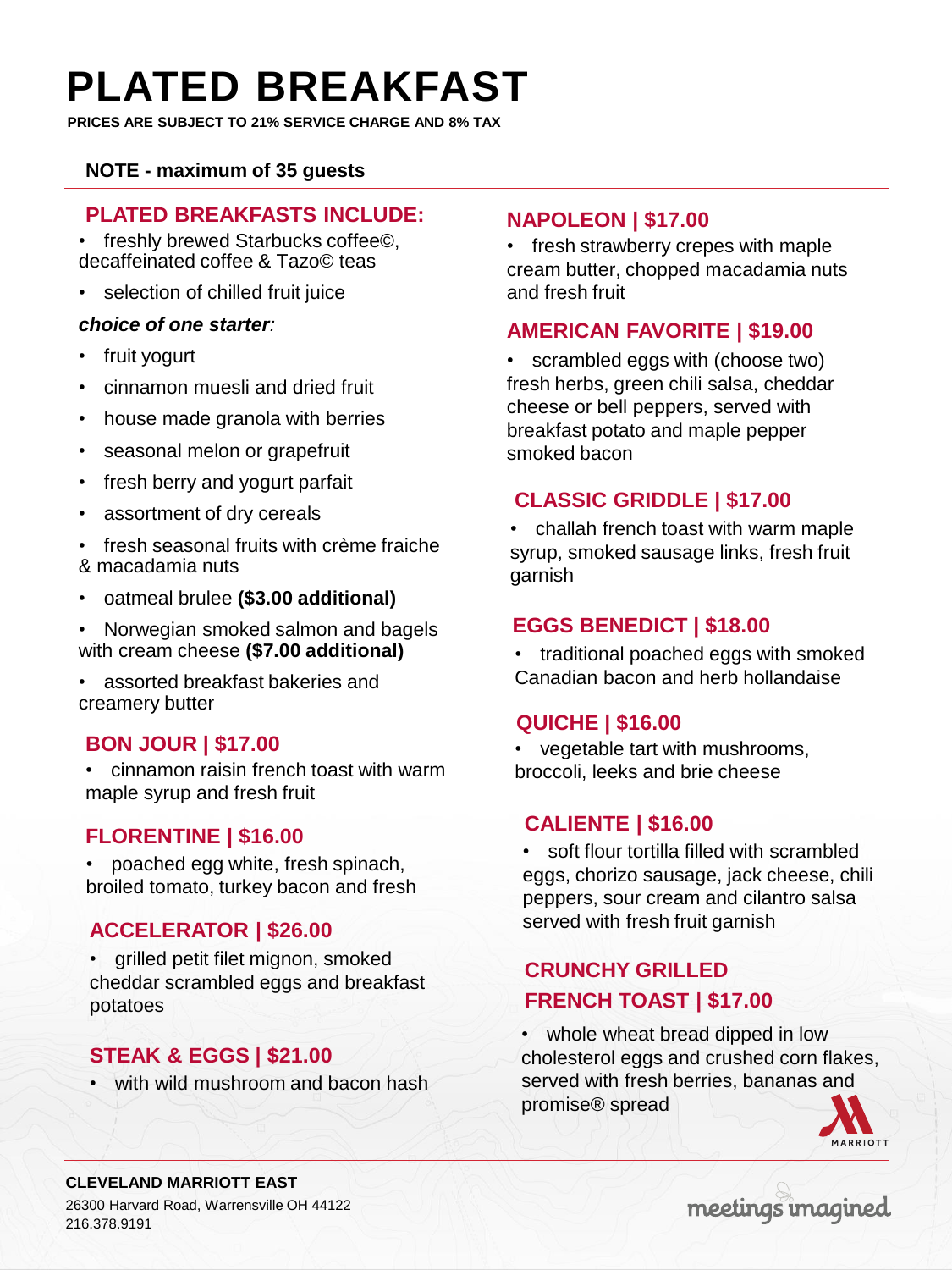# PLATED BREAKFAST

**PRICES ARE SUBJECT TO 21% SERVICE CHARGE AND 8% TAX**

**NOTE - maximum of 35 guests**

## PLATED BREAKFASTS INCLUDE:

- freshly brewed Starbucks coffee©, decaffeinated coffee & Tazo© teas
- selection of chilled fruit juice

***choice of one starter:***

- fruit yogurt
- cinnamon muesli and dried fruit
- house made granola with berries
- seasonal melon or grapefruit
- fresh berry and yogurt parfait
- assortment of dry cereals
- fresh seasonal fruits with crème fraiche & macadamia nuts
- oatmeal brulee **($3.00 additional)**
- Norwegian smoked salmon and bagels with cream cheese **($7.00 additional)**
- assorted breakfast bakeries and creamery butter

## BON JOUR | $17.00

- cinnamon raisin french toast with warm maple syrup and fresh fruit

## FLORENTINE | $16.00

- poached egg white, fresh spinach, broiled tomato, turkey bacon and fresh

## ACCELERATOR | $26.00

- grilled petit filet mignon, smoked cheddar scrambled eggs and breakfast potatoes

## STEAK & EGGS | $21.00

- with wild mushroom and bacon hash

## NAPOLEON | $17.00

- fresh strawberry crepes with maple cream butter, chopped macadamia nuts and fresh fruit

## AMERICAN FAVORITE | $19.00

- scrambled eggs with (choose two) fresh herbs, green chili salsa, cheddar cheese or bell peppers, served with breakfast potato and maple pepper smoked bacon

## CLASSIC GRIDDLE | $17.00

- challah french toast with warm maple syrup, smoked sausage links, fresh fruit garnish

## EGGS BENEDICT | $18.00

- traditional poached eggs with smoked Canadian bacon and herb hollandaise

## QUICHE | $16.00

- vegetable tart with mushrooms, broccoli, leeks and brie cheese

## CALIENTE | $16.00

- soft flour tortilla filled with scrambled eggs, chorizo sausage, jack cheese, chili peppers, sour cream and cilantro salsa served with fresh fruit garnish

## CRUNCHY GRILLED FRENCH TOAST | $17.00

- whole wheat bread dipped in low cholesterol eggs and crushed corn flakes, served with fresh berries, bananas and promise® spread

**CLEVELAND MARRIOTT EAST**
26300 Harvard Road, Warrensville OH 44122
216.378.9191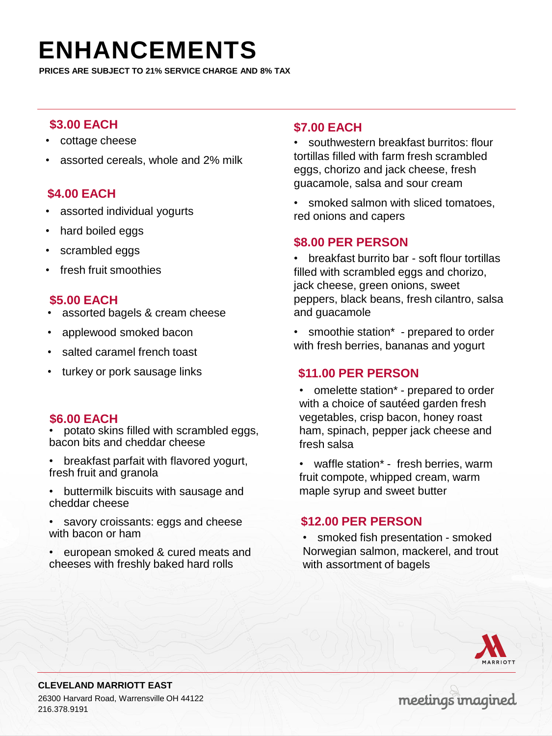# ENHANCEMENTS

**PRICES ARE SUBJECT TO 21% SERVICE CHARGE AND 8% TAX**

### $3.00 EACH

- cottage cheese
- assorted cereals, whole and 2% milk

### $4.00 EACH

- assorted individual yogurts
- hard boiled eggs
- scrambled eggs
- fresh fruit smoothies

### $5.00 EACH

- assorted bagels & cream cheese
- applewood smoked bacon
- salted caramel french toast
- turkey or pork sausage links

### $6.00 EACH

- potato skins filled with scrambled eggs, bacon bits and cheddar cheese
- breakfast parfait with flavored yogurt, fresh fruit and granola
- buttermilk biscuits with sausage and cheddar cheese
- savory croissants: eggs and cheese with bacon or ham
- european smoked & cured meats and cheeses with freshly baked hard rolls

### $7.00 EACH

- southwestern breakfast burritos: flour tortillas filled with farm fresh scrambled eggs, chorizo and jack cheese, fresh guacamole, salsa and sour cream
- smoked salmon with sliced tomatoes, red onions and capers

### $8.00 PER PERSON

- breakfast burrito bar - soft flour tortillas filled with scrambled eggs and chorizo, jack cheese, green onions, sweet peppers, black beans, fresh cilantro, salsa and guacamole
- smoothie station* - prepared to order with fresh berries, bananas and yogurt

### $11.00 PER PERSON

- omelette station* - prepared to order with a choice of sautéed garden fresh vegetables, crisp bacon, honey roast ham, spinach, pepper jack cheese and fresh salsa
- waffle station* - fresh berries, warm fruit compote, whipped cream, warm maple syrup and sweet butter

### $12.00 PER PERSON

- smoked fish presentation - smoked Norwegian salmon, mackerel, and trout with assortment of bagels

**CLEVELAND MARRIOTT EAST**
26300 Harvard Road, Warrensville OH 44122
216.378.9191

MARRIOTT

meetings imagined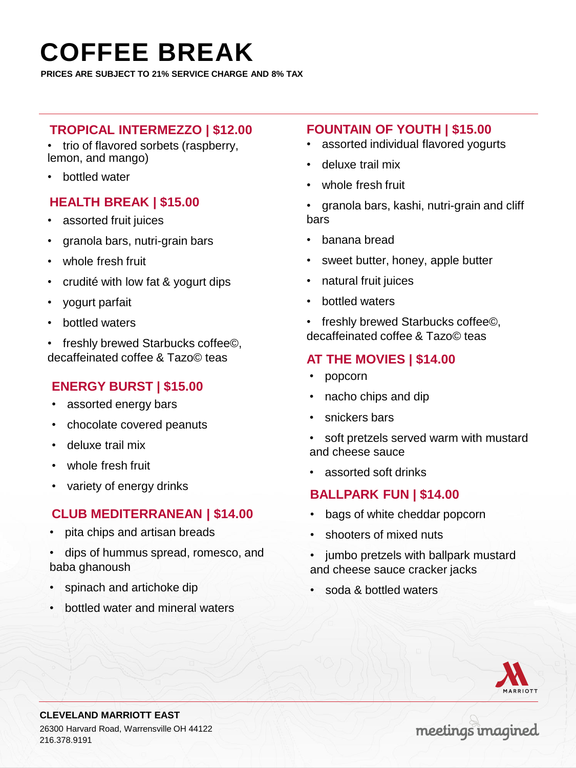# COFFEE BREAK

**PRICES ARE SUBJECT TO 21% SERVICE CHARGE AND 8% TAX**

## TROPICAL INTERMEZZO | $12.00

- trio of flavored sorbets (raspberry, lemon, and mango)
- bottled water

## HEALTH BREAK | $15.00

- assorted fruit juices
- granola bars, nutri-grain bars
- whole fresh fruit
- crudité with low fat & yogurt dips
- yogurt parfait
- bottled waters
- freshly brewed Starbucks coffee©, decaffeinated coffee & Tazo© teas

## ENERGY BURST | $15.00

- assorted energy bars
- chocolate covered peanuts
- deluxe trail mix
- whole fresh fruit
- variety of energy drinks

## CLUB MEDITERRANEAN | $14.00

- pita chips and artisan breads
- dips of hummus spread, romesco, and baba ghanoush
- spinach and artichoke dip
- bottled water and mineral waters

## FOUNTAIN OF YOUTH | $15.00

- assorted individual flavored yogurts
- deluxe trail mix
- whole fresh fruit
- granola bars, kashi, nutri-grain and cliff bars
- banana bread
- sweet butter, honey, apple butter
- natural fruit juices
- bottled waters
- freshly brewed Starbucks coffee©, decaffeinated coffee & Tazo© teas

## AT THE MOVIES | $14.00

- popcorn
- nacho chips and dip
- snickers bars
- soft pretzels served warm with mustard and cheese sauce
- assorted soft drinks

## BALLPARK FUN | $14.00

- bags of white cheddar popcorn
- shooters of mixed nuts
- jumbo pretzels with ballpark mustard and cheese sauce cracker jacks
- soda & bottled waters

**CLEVELAND MARRIOTT EAST**
26300 Harvard Road, Warrensville OH 44122
216.378.9191

MARRIOTT

meetings imagined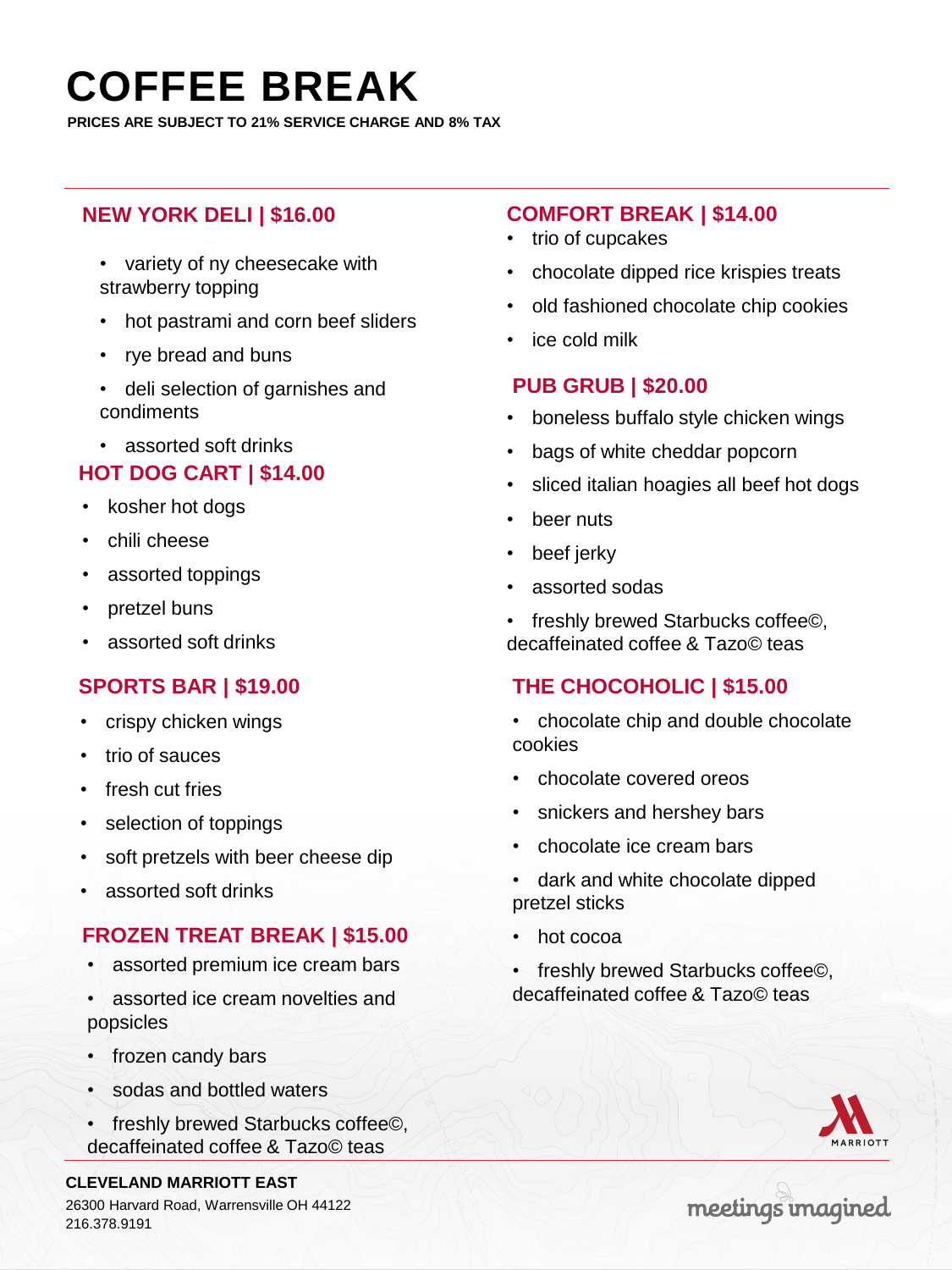# COFFEE BREAK

**PRICES ARE SUBJECT TO 21% SERVICE CHARGE AND 8% TAX**

## NEW YORK DELI | $16.00

- variety of ny cheesecake with strawberry topping
- hot pastrami and corn beef sliders
- rye bread and buns
- deli selection of garnishes and condiments
- assorted soft drinks

## HOT DOG CART | $14.00

- kosher hot dogs
- chili cheese
- assorted toppings
- pretzel buns
- assorted soft drinks

## SPORTS BAR | $19.00

- crispy chicken wings
- trio of sauces
- fresh cut fries
- selection of toppings
- soft pretzels with beer cheese dip
- assorted soft drinks

## FROZEN TREAT BREAK | $15.00

- assorted premium ice cream bars
- assorted ice cream novelties and popsicles
- frozen candy bars
- sodas and bottled waters
- freshly brewed Starbucks coffee©, decaffeinated coffee & Tazo© teas

## COMFORT BREAK | $14.00

- trio of cupcakes
- chocolate dipped rice krispies treats
- old fashioned chocolate chip cookies
- ice cold milk

## PUB GRUB | $20.00

- boneless buffalo style chicken wings
- bags of white cheddar popcorn
- sliced italian hoagies all beef hot dogs
- beer nuts
- beef jerky
- assorted sodas
- freshly brewed Starbucks coffee©, decaffeinated coffee & Tazo© teas

## THE CHOCOHOLIC | $15.00

- chocolate chip and double chocolate cookies
- chocolate covered oreos
- snickers and hershey bars
- chocolate ice cream bars
- dark and white chocolate dipped pretzel sticks
- hot cocoa
- freshly brewed Starbucks coffee©, decaffeinated coffee & Tazo© teas

**CLEVELAND MARRIOTT EAST**
26300 Harvard Road, Warrensville OH 44122
216.378.9191

MARRIOTT

meetings imagined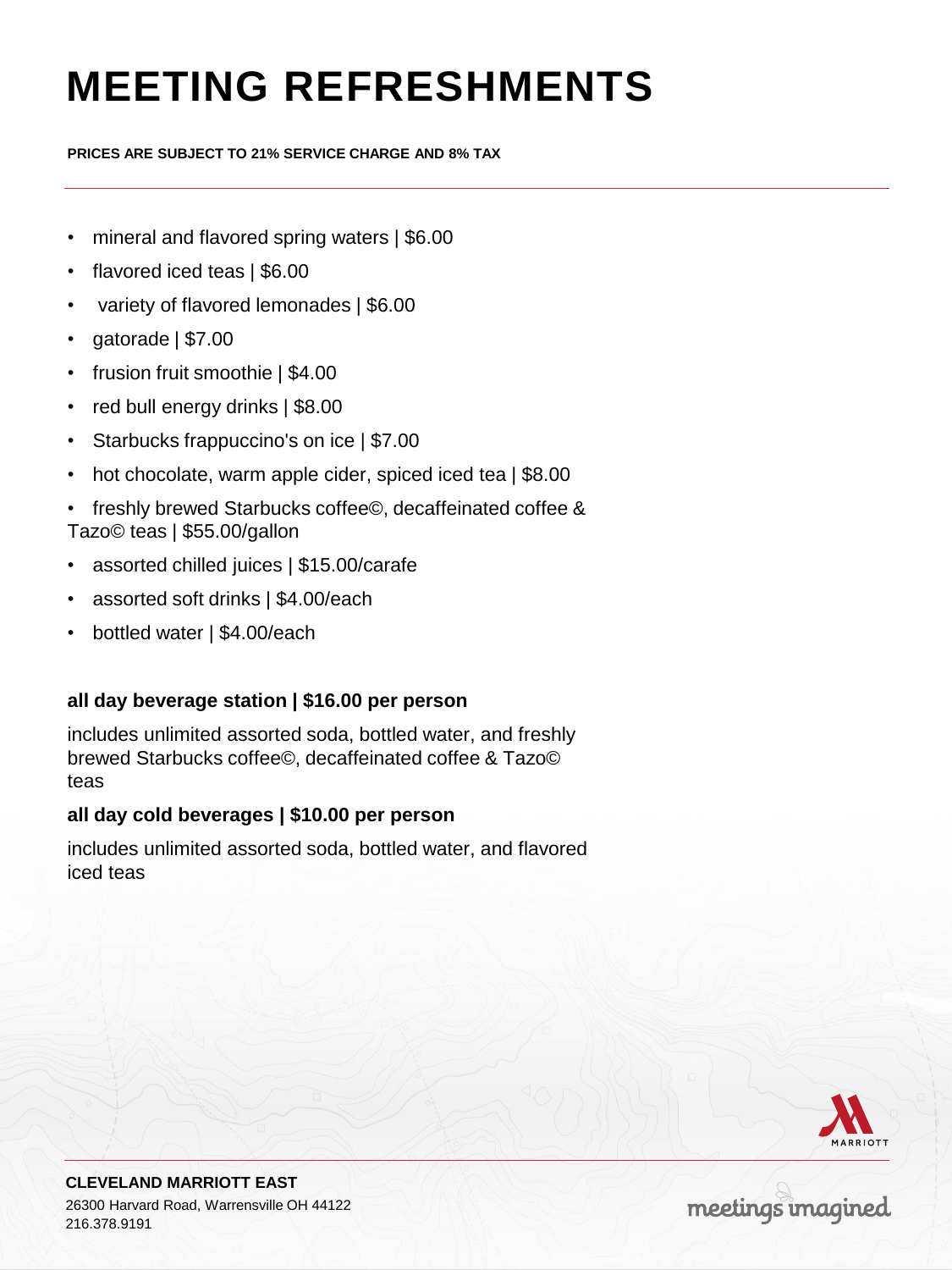# MEETING REFRESHMENTS

**PRICES ARE SUBJECT TO 21% SERVICE CHARGE AND 8% TAX**

- mineral and flavored spring waters | $6.00
- flavored iced teas | $6.00
- variety of flavored lemonades | $6.00
- gatorade | $7.00
- frusion fruit smoothie | $4.00
- red bull energy drinks | $8.00
- Starbucks frappuccino's on ice | $7.00
- hot chocolate, warm apple cider, spiced iced tea | $8.00
- freshly brewed Starbucks coffee©, decaffeinated coffee & Tazo© teas | $55.00/gallon
- assorted chilled juices | $15.00/carafe
- assorted soft drinks | $4.00/each
- bottled water | $4.00/each

**all day beverage station | $16.00 per person**

includes unlimited assorted soda, bottled water, and freshly brewed Starbucks coffee©, decaffeinated coffee & Tazo© teas

**all day cold beverages | $10.00 per person**

includes unlimited assorted soda, bottled water, and flavored iced teas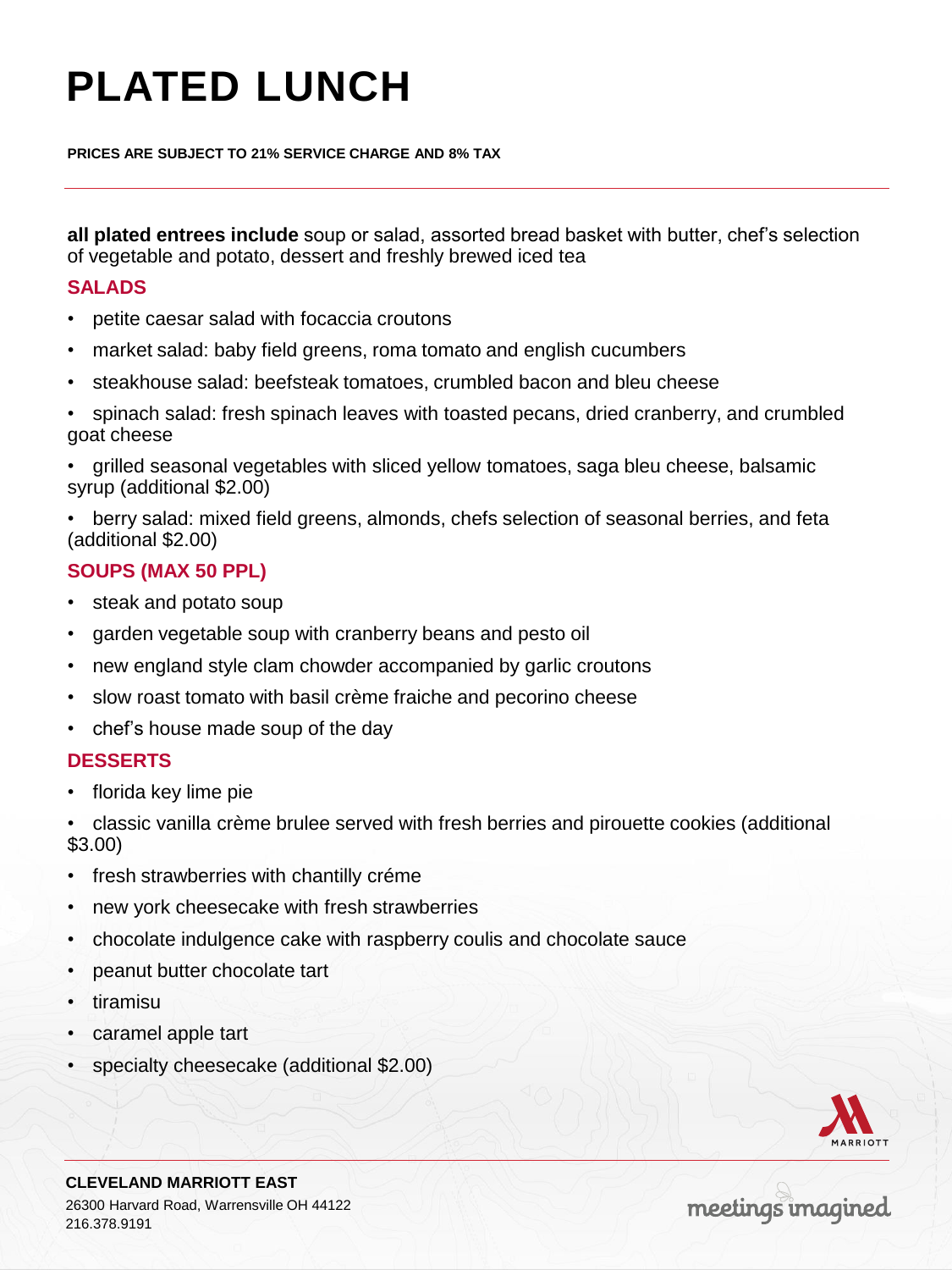# PLATED LUNCH

**PRICES ARE SUBJECT TO 21% SERVICE CHARGE AND 8% TAX**

**all plated entrees include** soup or salad, assorted bread basket with butter, chef's selection of vegetable and potato, dessert and freshly brewed iced tea

## SALADS

- petite caesar salad with focaccia croutons
- market salad: baby field greens, roma tomato and english cucumbers
- steakhouse salad: beefsteak tomatoes, crumbled bacon and bleu cheese
- spinach salad: fresh spinach leaves with toasted pecans, dried cranberry, and crumbled goat cheese
- grilled seasonal vegetables with sliced yellow tomatoes, saga bleu cheese, balsamic syrup (additional $2.00)
- berry salad: mixed field greens, almonds, chefs selection of seasonal berries, and feta (additional $2.00)

## SOUPS (MAX 50 PPL)

- steak and potato soup
- garden vegetable soup with cranberry beans and pesto oil
- new england style clam chowder accompanied by garlic croutons
- slow roast tomato with basil crème fraiche and pecorino cheese
- chef's house made soup of the day

## DESSERTS

- florida key lime pie
- classic vanilla crème brulee served with fresh berries and pirouette cookies (additional $3.00)
- fresh strawberries with chantilly créme
- new york cheesecake with fresh strawberries
- chocolate indulgence cake with raspberry coulis and chocolate sauce
- peanut butter chocolate tart
- tiramisu
- caramel apple tart
- specialty cheesecake (additional $2.00)

**CLEVELAND MARRIOTT EAST**
26300 Harvard Road, Warrensville OH 44122
216.378.9191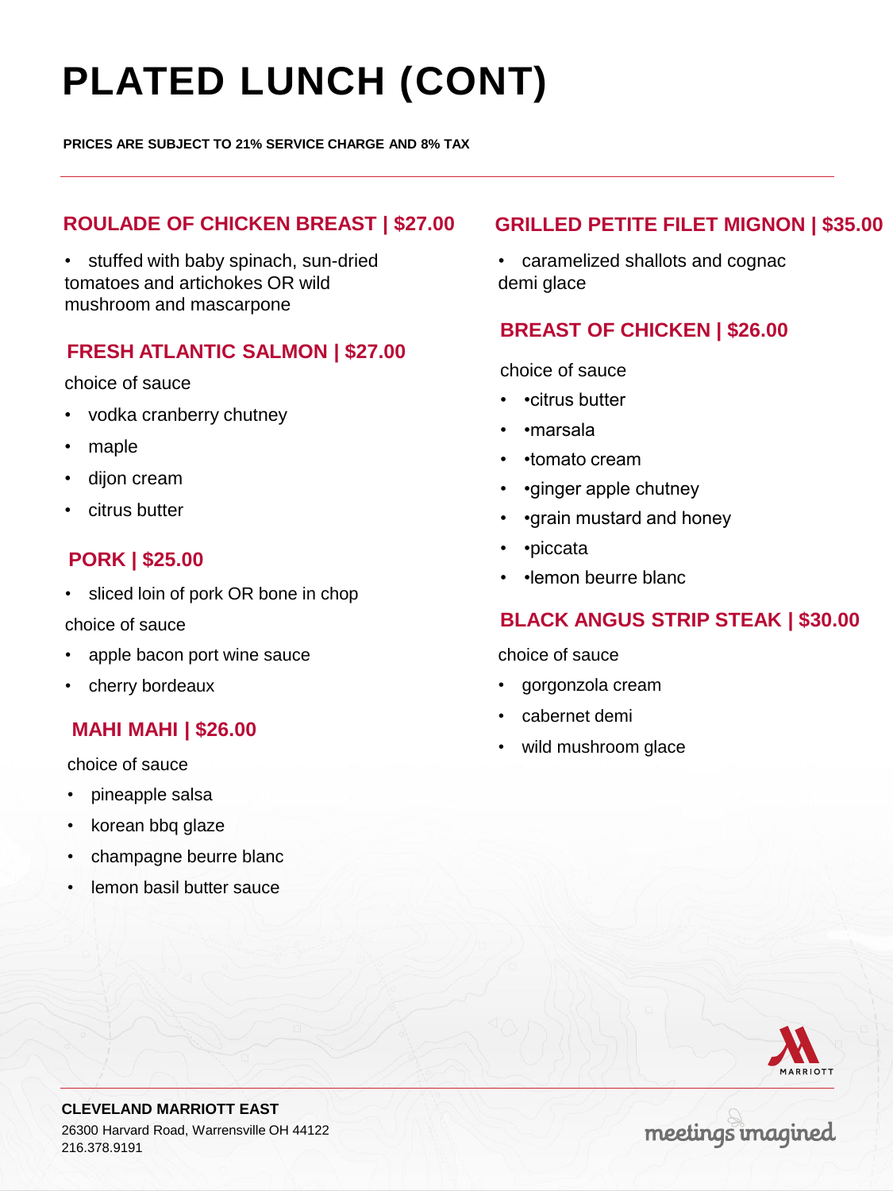# PLATED LUNCH (CONT)

**PRICES ARE SUBJECT TO 21% SERVICE CHARGE AND 8% TAX**

## ROULADE OF CHICKEN BREAST | $27.00

- stuffed with baby spinach, sun-dried tomatoes and artichokes OR wild mushroom and mascarpone

## FRESH ATLANTIC SALMON | $27.00

choice of sauce

- vodka cranberry chutney
- maple
- dijon cream
- citrus butter

## PORK | $25.00

- sliced loin of pork OR bone in chop

choice of sauce

- apple bacon port wine sauce
- cherry bordeaux

## MAHI MAHI | $26.00

choice of sauce

- pineapple salsa
- korean bbq glaze
- champagne beurre blanc
- lemon basil butter sauce

## GRILLED PETITE FILET MIGNON | $35.00

- caramelized shallots and cognac demi glace

## BREAST OF CHICKEN | $26.00

choice of sauce

- •citrus butter
- •marsala
- •tomato cream
- •ginger apple chutney
- •grain mustard and honey
- •piccata
- •lemon beurre blanc

## BLACK ANGUS STRIP STEAK | $30.00

choice of sauce

- gorgonzola cream
- cabernet demi
- wild mushroom glace

**CLEVELAND MARRIOTT EAST**
26300 Harvard Road, Warrensville OH 44122
216.378.9191

MARRIOTT

meetings imagined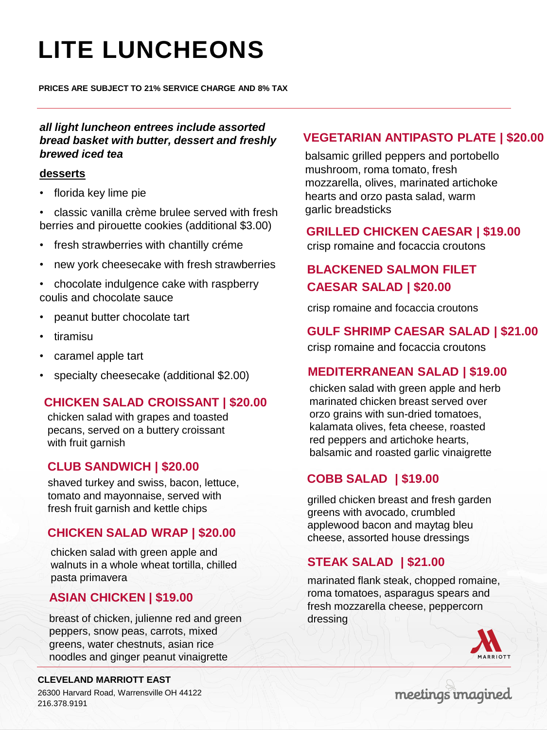# LITE LUNCHEONS

**PRICES ARE SUBJECT TO 21% SERVICE CHARGE AND 8% TAX**

***all light luncheon entrees include assorted bread basket with butter, dessert and freshly brewed iced tea***

**desserts**

- florida key lime pie
- classic vanilla crème brulee served with fresh berries and pirouette cookies (additional $3.00)
- fresh strawberries with chantilly créme
- new york cheesecake with fresh strawberries
- chocolate indulgence cake with raspberry coulis and chocolate sauce
- peanut butter chocolate tart
- tiramisu
- caramel apple tart
- specialty cheesecake (additional $2.00)

## CHICKEN SALAD CROISSANT | $20.00

chicken salad with grapes and toasted pecans, served on a buttery croissant with fruit garnish

## CLUB SANDWICH | $20.00

shaved turkey and swiss, bacon, lettuce, tomato and mayonnaise, served with fresh fruit garnish and kettle chips

## CHICKEN SALAD WRAP | $20.00

chicken salad with green apple and walnuts in a whole wheat tortilla, chilled pasta primavera

## ASIAN CHICKEN | $19.00

breast of chicken, julienne red and green peppers, snow peas, carrots, mixed greens, water chestnuts, asian rice noodles and ginger peanut vinaigrette

## VEGETARIAN ANTIPASTO PLATE | $20.00

balsamic grilled peppers and portobello mushroom, roma tomato, fresh mozzarella, olives, marinated artichoke hearts and orzo pasta salad, warm garlic breadsticks

## GRILLED CHICKEN CAESAR | $19.00

crisp romaine and focaccia croutons

## BLACKENED SALMON FILET CAESAR SALAD | $20.00

crisp romaine and focaccia croutons

## GULF SHRIMP CAESAR SALAD | $21.00

crisp romaine and focaccia croutons

## MEDITERRANEAN SALAD | $19.00

chicken salad with green apple and herb marinated chicken breast served over orzo grains with sun-dried tomatoes, kalamata olives, feta cheese, roasted red peppers and artichoke hearts, balsamic and roasted garlic vinaigrette

## COBB SALAD | $19.00

grilled chicken breast and fresh garden greens with avocado, crumbled applewood bacon and maytag bleu cheese, assorted house dressings

## STEAK SALAD | $21.00

marinated flank steak, chopped romaine, roma tomatoes, asparagus spears and fresh mozzarella cheese, peppercorn dressing

**CLEVELAND MARRIOTT EAST**
26300 Harvard Road, Warrensville OH 44122
216.378.9191

MARRIOTT

meetings imagined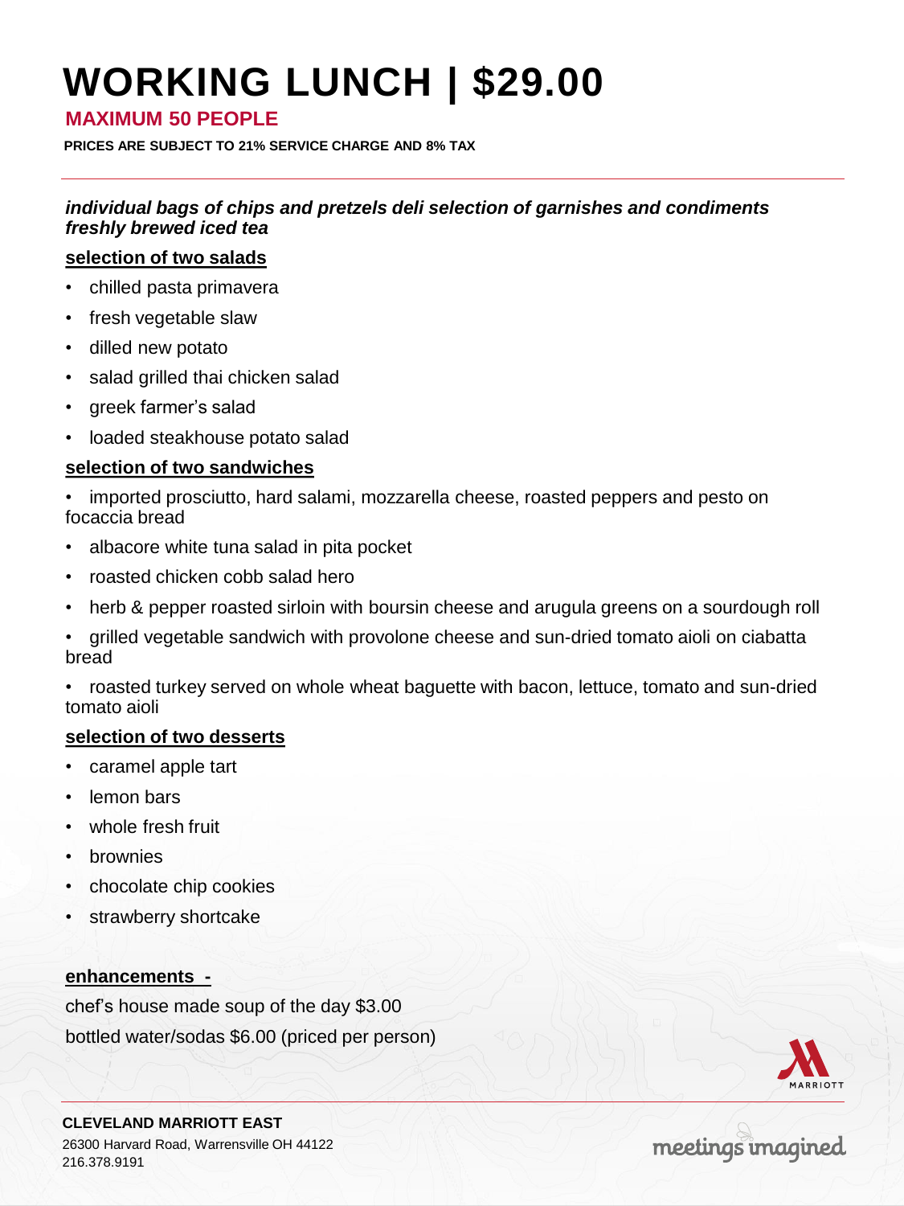# WORKING LUNCH | $29.00

## MAXIMUM 50 PEOPLE

**PRICES ARE SUBJECT TO 21% SERVICE CHARGE AND 8% TAX**

***individual bags of chips and pretzels deli selection of garnishes and condiments freshly brewed iced tea***

**selection of two salads**

- chilled pasta primavera
- fresh vegetable slaw
- dilled new potato
- salad grilled thai chicken salad
- greek farmer's salad
- loaded steakhouse potato salad

**selection of two sandwiches**

- imported prosciutto, hard salami, mozzarella cheese, roasted peppers and pesto on focaccia bread
- albacore white tuna salad in pita pocket
- roasted chicken cobb salad hero
- herb & pepper roasted sirloin with boursin cheese and arugula greens on a sourdough roll
- grilled vegetable sandwich with provolone cheese and sun-dried tomato aioli on ciabatta bread
- roasted turkey served on whole wheat baguette with bacon, lettuce, tomato and sun-dried tomato aioli

**selection of two desserts**

- caramel apple tart
- lemon bars
- whole fresh fruit
- brownies
- chocolate chip cookies
- strawberry shortcake

**enhancements -**

chef's house made soup of the day $3.00

bottled water/sodas $6.00 (priced per person)

**CLEVELAND MARRIOTT EAST**
26300 Harvard Road, Warrensville OH 44122
216.378.9191

meetings imagined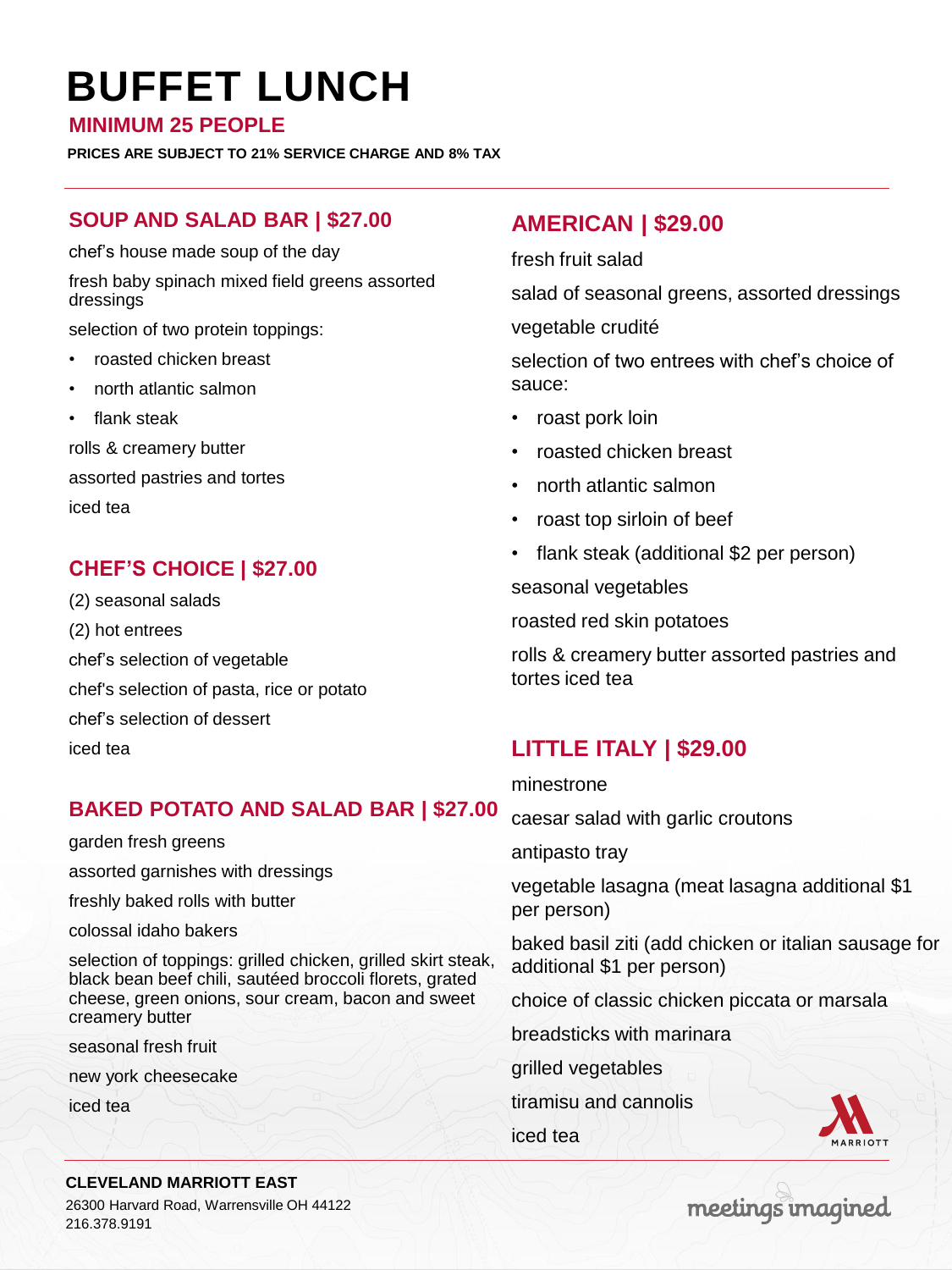# BUFFET LUNCH

**MINIMUM 25 PEOPLE**

**PRICES ARE SUBJECT TO 21% SERVICE CHARGE AND 8% TAX**

## SOUP AND SALAD BAR | $27.00

chef's house made soup of the day

fresh baby spinach mixed field greens assorted dressings

selection of two protein toppings:

- roasted chicken breast
- north atlantic salmon
- flank steak

rolls & creamery butter

assorted pastries and tortes

iced tea

## CHEF'S CHOICE | $27.00

(2) seasonal salads

(2) hot entrees

chef's selection of vegetable

chef's selection of pasta, rice or potato

chef's selection of dessert

iced tea

## BAKED POTATO AND SALAD BAR | $27.00

garden fresh greens

assorted garnishes with dressings

freshly baked rolls with butter

colossal idaho bakers

selection of toppings: grilled chicken, grilled skirt steak, black bean beef chili, sautéed broccoli florets, grated cheese, green onions, sour cream, bacon and sweet creamery butter

seasonal fresh fruit

new york cheesecake

iced tea

## AMERICAN | $29.00

fresh fruit salad

salad of seasonal greens, assorted dressings

vegetable crudité

selection of two entrees with chef's choice of sauce:

- roast pork loin
- roasted chicken breast
- north atlantic salmon
- roast top sirloin of beef
- flank steak (additional $2 per person)

seasonal vegetables

roasted red skin potatoes

rolls & creamery butter assorted pastries and tortes iced tea

## LITTLE ITALY | $29.00

minestrone

caesar salad with garlic croutons

antipasto tray

vegetable lasagna (meat lasagna additional $1 per person)

baked basil ziti (add chicken or italian sausage for additional $1 per person)

choice of classic chicken piccata or marsala

breadsticks with marinara

grilled vegetables

tiramisu and cannolis

iced tea

**CLEVELAND MARRIOTT EAST**
26300 Harvard Road, Warrensville OH 44122
216.378.9191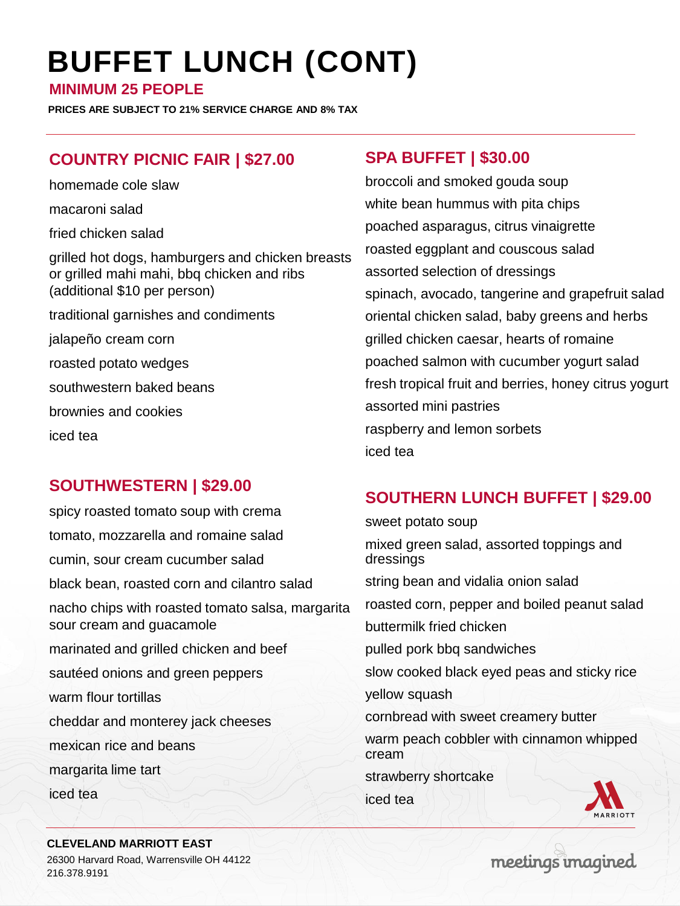# BUFFET LUNCH (CONT)

**MINIMUM 25 PEOPLE**

**PRICES ARE SUBJECT TO 21% SERVICE CHARGE AND 8% TAX**

## COUNTRY PICNIC FAIR | $27.00

homemade cole slaw

macaroni salad

fried chicken salad

grilled hot dogs, hamburgers and chicken breasts or grilled mahi mahi, bbq chicken and ribs (additional $10 per person)

traditional garnishes and condiments

jalapeño cream corn

roasted potato wedges

southwestern baked beans

brownies and cookies

iced tea

## SOUTHWESTERN | $29.00

spicy roasted tomato soup with crema

tomato, mozzarella and romaine salad

cumin, sour cream cucumber salad

black bean, roasted corn and cilantro salad

nacho chips with roasted tomato salsa, margarita sour cream and guacamole

marinated and grilled chicken and beef

sautéed onions and green peppers

warm flour tortillas

cheddar and monterey jack cheeses

mexican rice and beans

margarita lime tart

iced tea

## SPA BUFFET | $30.00

broccoli and smoked gouda soup

white bean hummus with pita chips

poached asparagus, citrus vinaigrette

roasted eggplant and couscous salad

assorted selection of dressings

spinach, avocado, tangerine and grapefruit salad

oriental chicken salad, baby greens and herbs

grilled chicken caesar, hearts of romaine

poached salmon with cucumber yogurt salad

fresh tropical fruit and berries, honey citrus yogurt

assorted mini pastries

raspberry and lemon sorbets

iced tea

## SOUTHERN LUNCH BUFFET | $29.00

sweet potato soup

mixed green salad, assorted toppings and dressings

string bean and vidalia onion salad

roasted corn, pepper and boiled peanut salad

buttermilk fried chicken

pulled pork bbq sandwiches

slow cooked black eyed peas and sticky rice

yellow squash

cornbread with sweet creamery butter

warm peach cobbler with cinnamon whipped cream

strawberry shortcake

iced tea

**CLEVELAND MARRIOTT EAST**
26300 Harvard Road, Warrensville OH 44122
216.378.9191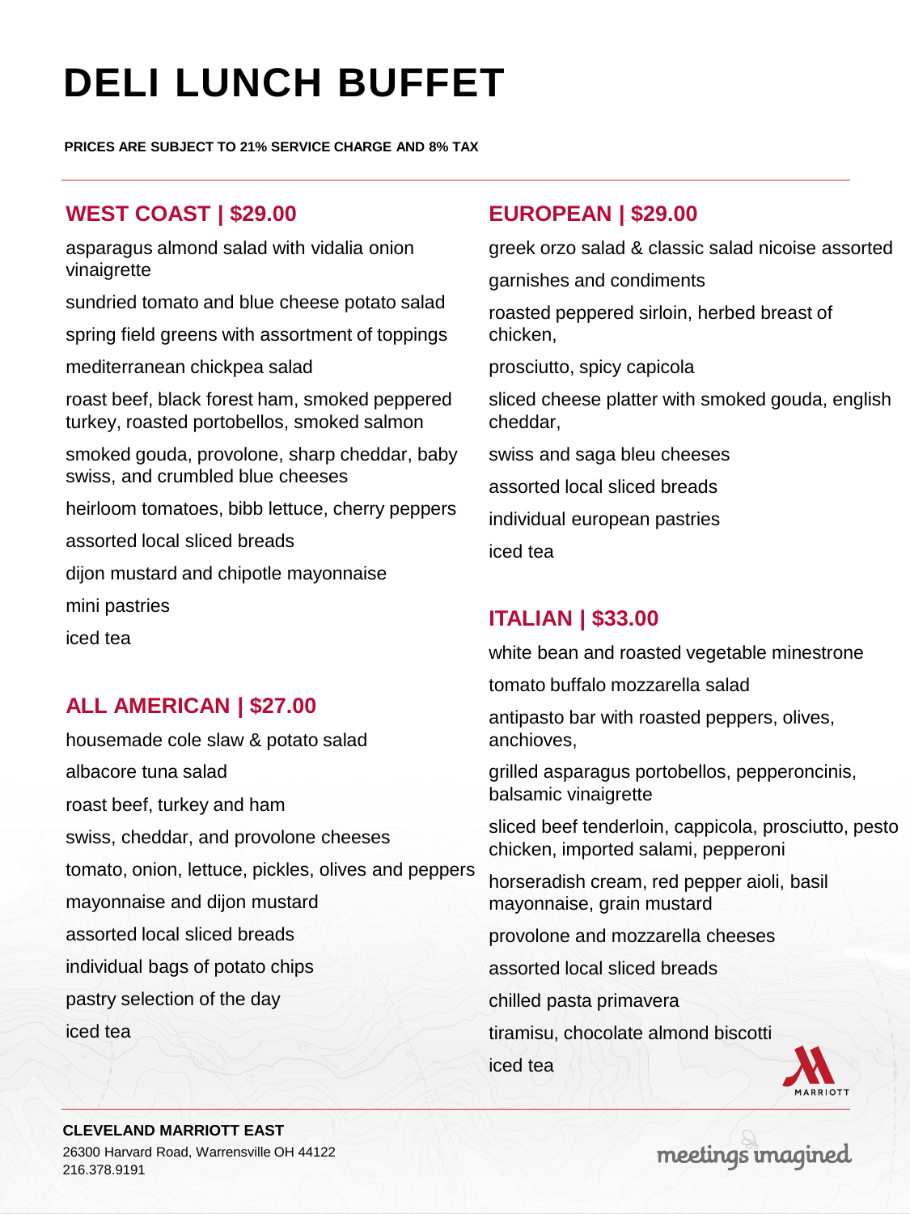# DELI LUNCH BUFFET

**PRICES ARE SUBJECT TO 21% SERVICE CHARGE AND 8% TAX**

## WEST COAST | $29.00

asparagus almond salad with vidalia onion vinaigrette

sundried tomato and blue cheese potato salad

spring field greens with assortment of toppings

mediterranean chickpea salad

roast beef, black forest ham, smoked peppered turkey, roasted portobellos, smoked salmon

smoked gouda, provolone, sharp cheddar, baby swiss, and crumbled blue cheeses

heirloom tomatoes, bibb lettuce, cherry peppers

assorted local sliced breads

dijon mustard and chipotle mayonnaise

mini pastries

iced tea

## ALL AMERICAN | $27.00

housemade cole slaw & potato salad

albacore tuna salad

roast beef, turkey and ham

swiss, cheddar, and provolone cheeses

tomato, onion, lettuce, pickles, olives and peppers

mayonnaise and dijon mustard

assorted local sliced breads

individual bags of potato chips

pastry selection of the day

iced tea

## EUROPEAN | $29.00

greek orzo salad & classic salad nicoise assorted

garnishes and condiments

roasted peppered sirloin, herbed breast of chicken,

prosciutto, spicy capicola

sliced cheese platter with smoked gouda, english cheddar,

swiss and saga bleu cheeses

assorted local sliced breads

individual european pastries

iced tea

## ITALIAN | $33.00

white bean and roasted vegetable minestrone

tomato buffalo mozzarella salad

antipasto bar with roasted peppers, olives, anchioves,

grilled asparagus portobellos, pepperoncinis, balsamic vinaigrette

sliced beef tenderloin, cappicola, prosciutto, pesto chicken, imported salami, pepperoni

horseradish cream, red pepper aioli, basil mayonnaise, grain mustard

provolone and mozzarella cheeses

assorted local sliced breads

chilled pasta primavera

tiramisu, chocolate almond biscotti

iced tea

**CLEVELAND MARRIOTT EAST**
26300 Harvard Road, Warrensville OH 44122
216.378.9191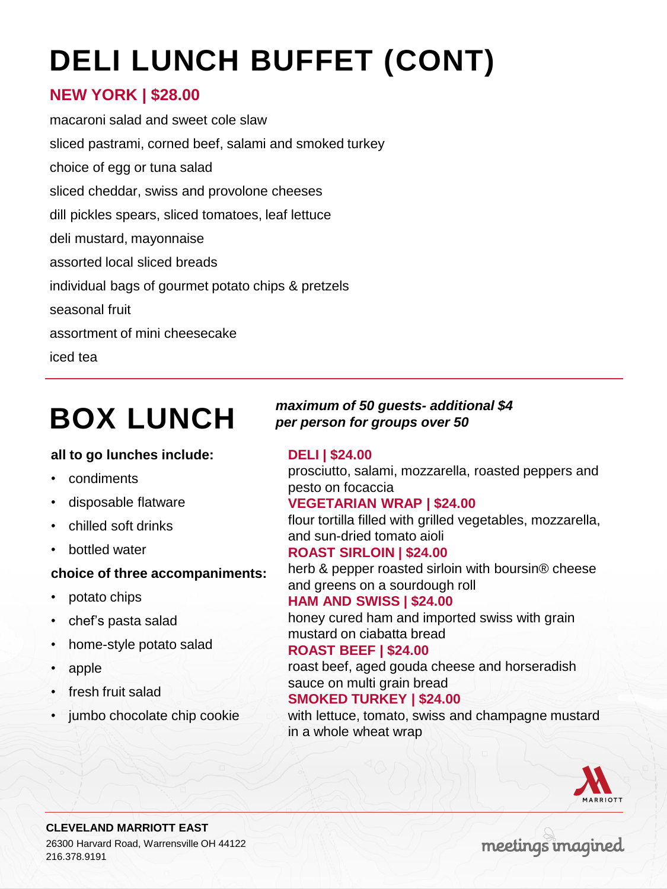# DELI LUNCH BUFFET (CONT)

## NEW YORK | $28.00

macaroni salad and sweet cole slaw

sliced pastrami, corned beef, salami and smoked turkey

choice of egg or tuna salad

sliced cheddar, swiss and provolone cheeses

dill pickles spears, sliced tomatoes, leaf lettuce

deli mustard, mayonnaise

assorted local sliced breads

individual bags of gourmet potato chips & pretzels

seasonal fruit

assortment of mini cheesecake

iced tea

# BOX LUNCH

***maximum of 50 guests- additional $4 per person for groups over 50***

**all to go lunches include:**

- condiments
- disposable flatware
- chilled soft drinks
- bottled water

**choice of three accompaniments:**

- potato chips
- chef's pasta salad
- home-style potato salad
- apple
- fresh fruit salad
- jumbo chocolate chip cookie

## DELI | $24.00

prosciutto, salami, mozzarella, roasted peppers and pesto on focaccia

## VEGETARIAN WRAP | $24.00

flour tortilla filled with grilled vegetables, mozzarella, and sun-dried tomato aioli

## ROAST SIRLOIN | $24.00

herb & pepper roasted sirloin with boursin® cheese and greens on a sourdough roll

## HAM AND SWISS | $24.00

honey cured ham and imported swiss with grain mustard on ciabatta bread

## ROAST BEEF | $24.00

roast beef, aged gouda cheese and horseradish sauce on multi grain bread

## SMOKED TURKEY | $24.00

with lettuce, tomato, swiss and champagne mustard in a whole wheat wrap

**CLEVELAND MARRIOTT EAST**
26300 Harvard Road, Warrensville OH 44122
216.378.9191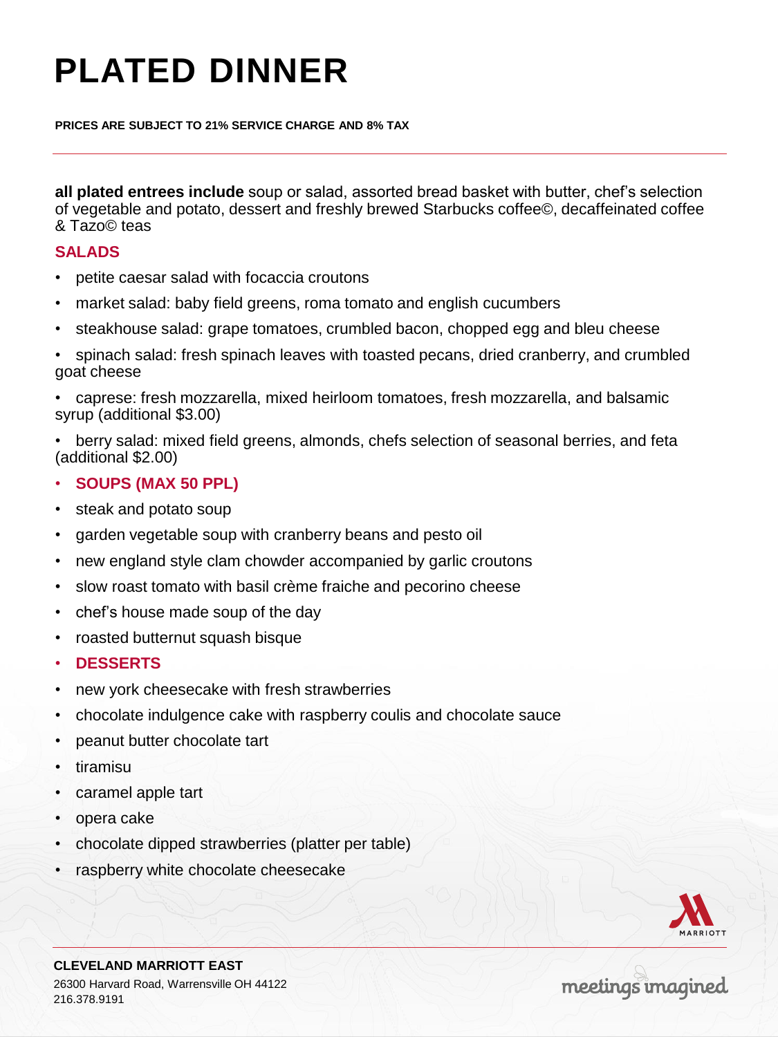# PLATED DINNER

**PRICES ARE SUBJECT TO 21% SERVICE CHARGE AND 8% TAX**

**all plated entrees include** soup or salad, assorted bread basket with butter, chef's selection of vegetable and potato, dessert and freshly brewed Starbucks coffee©, decaffeinated coffee & Tazo© teas

## SALADS

- petite caesar salad with focaccia croutons
- market salad: baby field greens, roma tomato and english cucumbers
- steakhouse salad: grape tomatoes, crumbled bacon, chopped egg and bleu cheese
- spinach salad: fresh spinach leaves with toasted pecans, dried cranberry, and crumbled goat cheese
- caprese: fresh mozzarella, mixed heirloom tomatoes, fresh mozzarella, and balsamic syrup (additional $3.00)
- berry salad: mixed field greens, almonds, chefs selection of seasonal berries, and feta (additional $2.00)

## SOUPS (MAX 50 PPL)

- steak and potato soup
- garden vegetable soup with cranberry beans and pesto oil
- new england style clam chowder accompanied by garlic croutons
- slow roast tomato with basil crème fraiche and pecorino cheese
- chef's house made soup of the day
- roasted butternut squash bisque

## DESSERTS

- new york cheesecake with fresh strawberries
- chocolate indulgence cake with raspberry coulis and chocolate sauce
- peanut butter chocolate tart
- tiramisu
- caramel apple tart
- opera cake
- chocolate dipped strawberries (platter per table)
- raspberry white chocolate cheesecake

**CLEVELAND MARRIOTT EAST**
26300 Harvard Road, Warrensville OH 44122
216.378.9191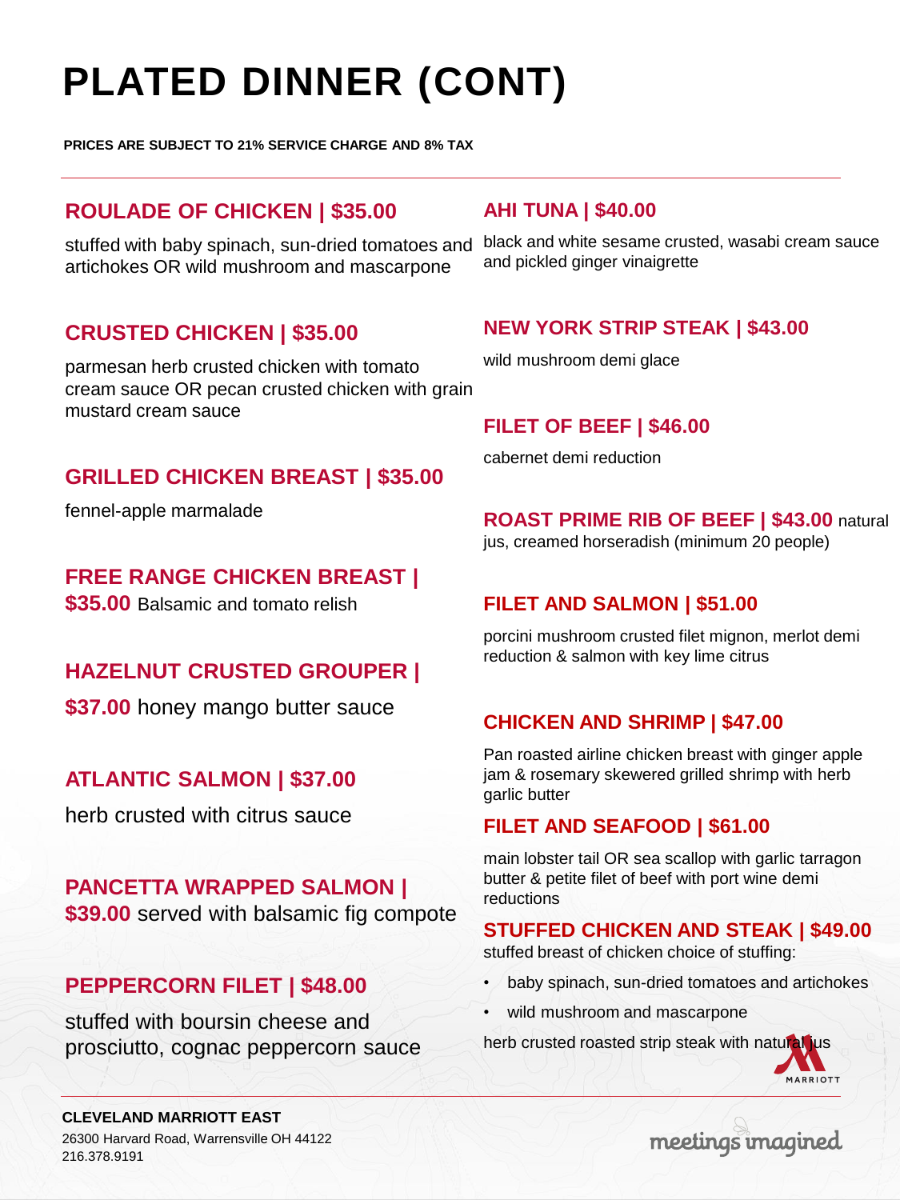# PLATED DINNER (CONT)

**PRICES ARE SUBJECT TO 21% SERVICE CHARGE AND 8% TAX**

## ROULADE OF CHICKEN | $35.00

stuffed with baby spinach, sun-dried tomatoes and artichokes OR wild mushroom and mascarpone

## CRUSTED CHICKEN | $35.00

parmesan herb crusted chicken with tomato cream sauce OR pecan crusted chicken with grain mustard cream sauce

## GRILLED CHICKEN BREAST | $35.00

fennel-apple marmalade

## FREE RANGE CHICKEN BREAST | $35.00

Balsamic and tomato relish

## HAZELNUT CRUSTED GROUPER | $37.00

honey mango butter sauce

## ATLANTIC SALMON | $37.00

herb crusted with citrus sauce

## PANCETTA WRAPPED SALMON | $39.00

served with balsamic fig compote

## PEPPERCORN FILET | $48.00

stuffed with boursin cheese and prosciutto, cognac peppercorn sauce

## AHI TUNA | $40.00

black and white sesame crusted, wasabi cream sauce and pickled ginger vinaigrette

## NEW YORK STRIP STEAK | $43.00

wild mushroom demi glace

## FILET OF BEEF | $46.00

cabernet demi reduction

## ROAST PRIME RIB OF BEEF | $43.00

natural jus, creamed horseradish (minimum 20 people)

## FILET AND SALMON | $51.00

porcini mushroom crusted filet mignon, merlot demi reduction & salmon with key lime citrus

## CHICKEN AND SHRIMP | $47.00

Pan roasted airline chicken breast with ginger apple jam & rosemary skewered grilled shrimp with herb garlic butter

## FILET AND SEAFOOD | $61.00

main lobster tail OR sea scallop with garlic tarragon butter & petite filet of beef with port wine demi reductions

## STUFFED CHICKEN AND STEAK | $49.00

stuffed breast of chicken choice of stuffing:

- baby spinach, sun-dried tomatoes and artichokes
- wild mushroom and mascarpone

herb crusted roasted strip steak with natural jus

**CLEVELAND MARRIOTT EAST**
26300 Harvard Road, Warrensville OH 44122
216.378.9191

meetings imagined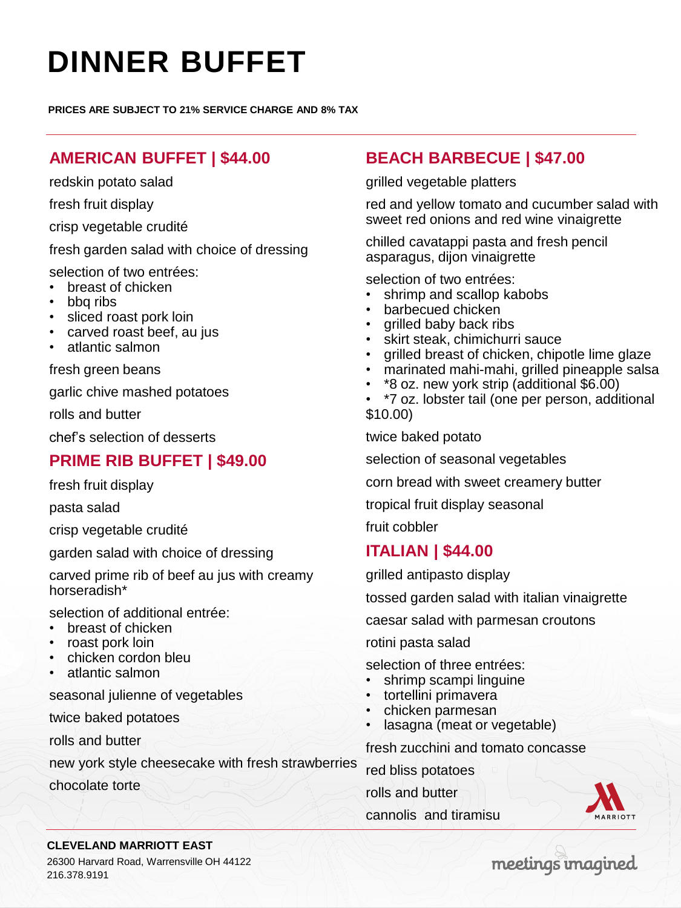# DINNER BUFFET

**PRICES ARE SUBJECT TO 21% SERVICE CHARGE AND 8% TAX**

## AMERICAN BUFFET | $44.00

redskin potato salad

fresh fruit display

crisp vegetable crudité

fresh garden salad with choice of dressing

selection of two entrées:
- breast of chicken
- bbq ribs
- sliced roast pork loin
- carved roast beef, au jus
- atlantic salmon

fresh green beans

garlic chive mashed potatoes

rolls and butter

chef's selection of desserts

## PRIME RIB BUFFET | $49.00

fresh fruit display

pasta salad

crisp vegetable crudité

garden salad with choice of dressing

carved prime rib of beef au jus with creamy horseradish*

selection of additional entrée:
- breast of chicken
- roast pork loin
- chicken cordon bleu
- atlantic salmon

seasonal julienne of vegetables

twice baked potatoes

rolls and butter

new york style cheesecake with fresh strawberries

chocolate torte

## BEACH BARBECUE | $47.00

grilled vegetable platters

red and yellow tomato and cucumber salad with sweet red onions and red wine vinaigrette

chilled cavatappi pasta and fresh pencil asparagus, dijon vinaigrette

selection of two entrées:
- shrimp and scallop kabobs
- barbecued chicken
- grilled baby back ribs
- skirt steak, chimichurri sauce
- grilled breast of chicken, chipotle lime glaze
- marinated mahi-mahi, grilled pineapple salsa
- *8 oz. new york strip (additional $6.00)
- *7 oz. lobster tail (one per person, additional $10.00)

twice baked potato

selection of seasonal vegetables

corn bread with sweet creamery butter

tropical fruit display seasonal

fruit cobbler

## ITALIAN | $44.00

grilled antipasto display

tossed garden salad with italian vinaigrette

caesar salad with parmesan croutons

rotini pasta salad

selection of three entrées:
- shrimp scampi linguine
- tortellini primavera
- chicken parmesan
- lasagna (meat or vegetable)

fresh zucchini and tomato concasse

red bliss potatoes

rolls and butter

cannolis and tiramisu

MARRIOTT

**CLEVELAND MARRIOTT EAST**
26300 Harvard Road, Warrensville OH 44122
216.378.9191

meetings imagined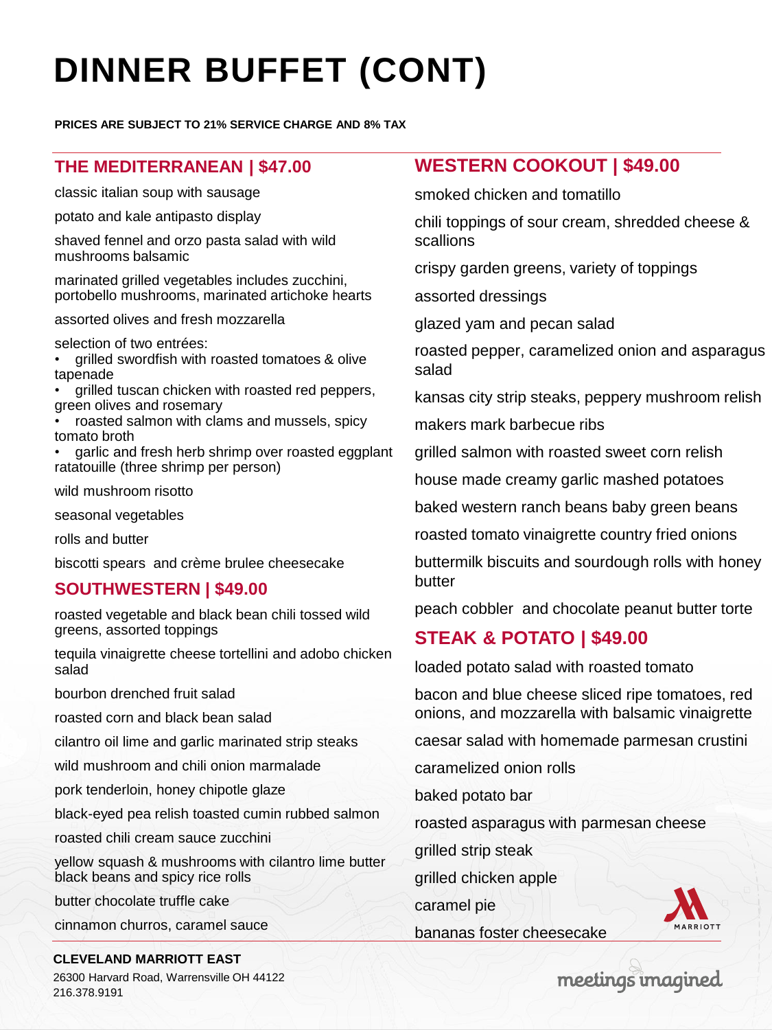# DINNER BUFFET (CONT)

**PRICES ARE SUBJECT TO 21% SERVICE CHARGE AND 8% TAX**

## THE MEDITERRANEAN | $47.00

classic italian soup with sausage

potato and kale antipasto display

shaved fennel and orzo pasta salad with wild mushrooms balsamic

marinated grilled vegetables includes zucchini, portobello mushrooms, marinated artichoke hearts

assorted olives and fresh mozzarella

selection of two entrées:

- grilled swordfish with roasted tomatoes & olive tapenade
- grilled tuscan chicken with roasted red peppers, green olives and rosemary
- roasted salmon with clams and mussels, spicy tomato broth
- garlic and fresh herb shrimp over roasted eggplant ratatouille (three shrimp per person)

wild mushroom risotto

seasonal vegetables

rolls and butter

biscotti spears and crème brulee cheesecake

## SOUTHWESTERN | $49.00

roasted vegetable and black bean chili tossed wild greens, assorted toppings

tequila vinaigrette cheese tortellini and adobo chicken salad

bourbon drenched fruit salad

roasted corn and black bean salad

cilantro oil lime and garlic marinated strip steaks

wild mushroom and chili onion marmalade

pork tenderloin, honey chipotle glaze

black-eyed pea relish toasted cumin rubbed salmon

roasted chili cream sauce zucchini

yellow squash & mushrooms with cilantro lime butter black beans and spicy rice rolls

butter chocolate truffle cake

cinnamon churros, caramel sauce

## WESTERN COOKOUT | $49.00

smoked chicken and tomatillo

chili toppings of sour cream, shredded cheese & scallions

crispy garden greens, variety of toppings

assorted dressings

glazed yam and pecan salad

roasted pepper, caramelized onion and asparagus salad

kansas city strip steaks, peppery mushroom relish

makers mark barbecue ribs

grilled salmon with roasted sweet corn relish

house made creamy garlic mashed potatoes

baked western ranch beans baby green beans

roasted tomato vinaigrette country fried onions

buttermilk biscuits and sourdough rolls with honey butter

peach cobbler and chocolate peanut butter torte

## STEAK & POTATO | $49.00

loaded potato salad with roasted tomato

bacon and blue cheese sliced ripe tomatoes, red onions, and mozzarella with balsamic vinaigrette

caesar salad with homemade parmesan crustini

caramelized onion rolls

baked potato bar

roasted asparagus with parmesan cheese

grilled strip steak

grilled chicken apple

caramel pie

bananas foster cheesecake

**CLEVELAND MARRIOTT EAST**
26300 Harvard Road, Warrensville OH 44122
216.378.9191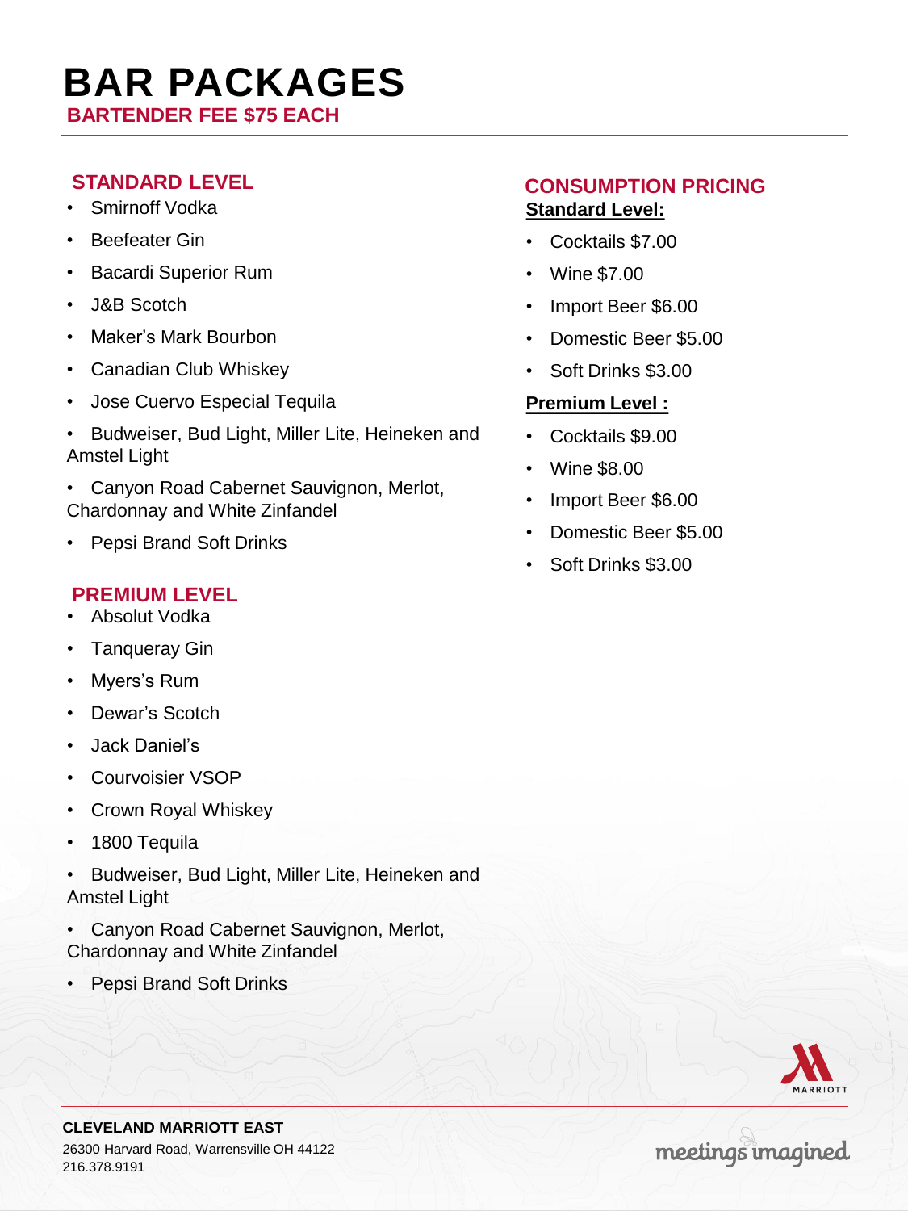# BAR PACKAGES

**BARTENDER FEE $75 EACH**

## STANDARD LEVEL

- Smirnoff Vodka
- Beefeater Gin
- Bacardi Superior Rum
- J&B Scotch
- Maker's Mark Bourbon
- Canadian Club Whiskey
- Jose Cuervo Especial Tequila
- Budweiser, Bud Light, Miller Lite, Heineken and Amstel Light
- Canyon Road Cabernet Sauvignon, Merlot, Chardonnay and White Zinfandel
- Pepsi Brand Soft Drinks

## PREMIUM LEVEL

- Absolut Vodka
- Tanqueray Gin
- Myers's Rum
- Dewar's Scotch
- Jack Daniel's
- Courvoisier VSOP
- Crown Royal Whiskey
- 1800 Tequila
- Budweiser, Bud Light, Miller Lite, Heineken and Amstel Light
- Canyon Road Cabernet Sauvignon, Merlot, Chardonnay and White Zinfandel
- Pepsi Brand Soft Drinks

## CONSUMPTION PRICING

**Standard Level:**

- Cocktails $7.00
- Wine $7.00
- Import Beer $6.00
- Domestic Beer $5.00
- Soft Drinks $3.00

**Premium Level :**

- Cocktails $9.00
- Wine $8.00
- Import Beer $6.00
- Domestic Beer $5.00
- Soft Drinks $3.00

MARRIOTT

**CLEVELAND MARRIOTT EAST**
26300 Harvard Road, Warrensville OH 44122
216.378.9191

meetings imagined